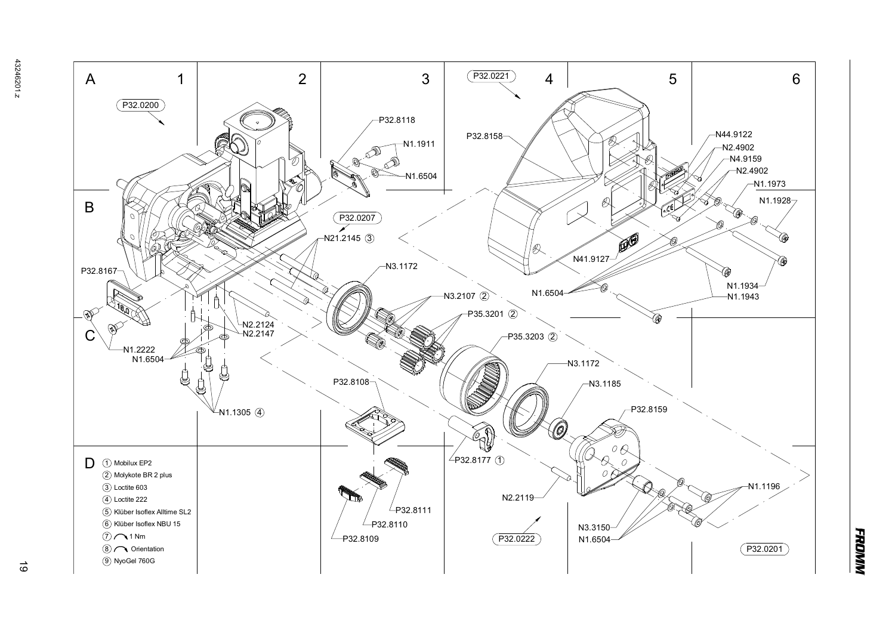A 1 2 3 4 5 6

B

C

D

P32.0200

P32.8118

N1.1911

N1.6504

P32.0221

P32.8158

N44.9122

N2.4902

N4.9159

N2.4902

N1.1973

N1.1928

P32.0207

N21.2145 ③

P32.8167

N3.1172

N3.2107 ②

P35.3201 ②

N41.9127

N1.6504

N1.1934

N1.1943

N2.2124

N2.2147

N1.2222

N1.6504

P35.3203 ②

N3.1172

N3.1185

P32.8108

P32.8159

N1.1305 ④

P32.8177 ①

N1.1196

N2.2119

P32.8111

P32.8110

P32.8109

N3.3150

N1.6504

P32.0222

P32.0201

1. Mobilux EP2
2. Molykote BR 2 plus
3. Loctite 603
4. Loctite 222
5. Klüber Isoflex Alltime SL2
6. Klüber Isoflex NBU 15
7. 1 Nm
8. Orientation
9. NyoGel 760G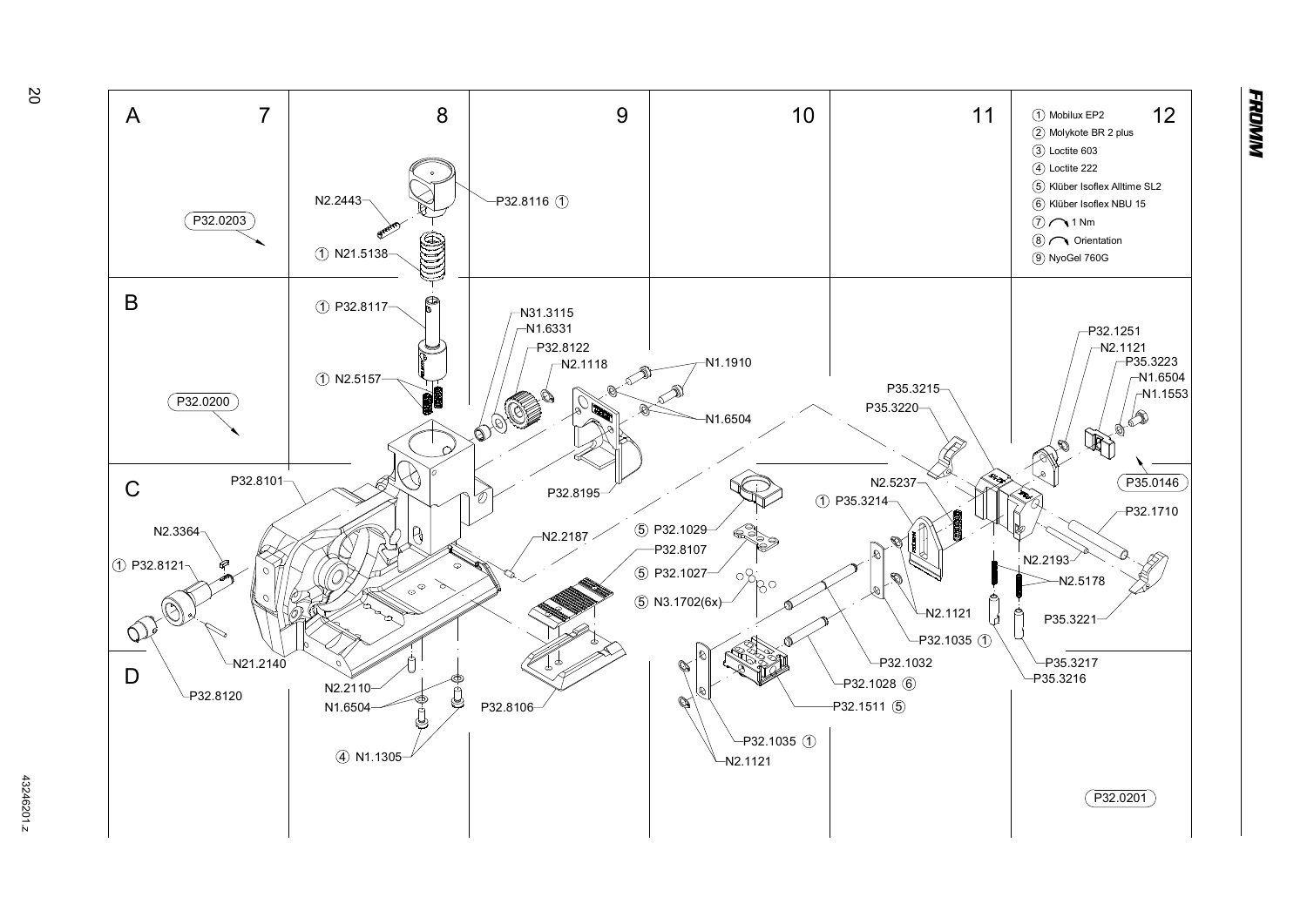| ① | Mobilux EP2 |
|---|---|
| ② | Molykote BR 2 plus |
| ③ | Loctite 603 |
| ④ | Loctite 222 |
| ⑤ | Klüber Isoflex Alltime SL2 |
| ⑥ | Klüber Isoflex NBU 15 |
| ⑦ | 1 Nm |
| ⑧ | Orientation |
| ⑨ | NyoGel 760G |

P32.0203
P32.0200
P32.0201
P35.0146

N2.2443
P32.8116 ①
① N21.5138
① P32.8117
① N2.5157
N31.3115
N1.6331
P32.8122
N2.1118
N1.1910
N1.6504
P32.8195
P32.8101
N2.3364
① P32.8121
N21.2140
P32.8120
N2.2187
⑤ P32.1029
P32.8107
⑤ P32.1027
⑤ N3.1702(6x)
N2.2110
N1.6504
④ N1.1305
P32.8106
P35.3215
P35.3220
N2.5237
① P35.3214
P32.1251
N2.1121
P35.3223
N1.6504
N1.1553
P32.1710
N2.2193
N2.5178
P35.3221
N2.1121
P32.1035 ①
P32.1032
P32.1028 ⑥
P32.1511 ⑤
P32.1035 ①
N2.1121
P35.3217
P35.3216

43246201.z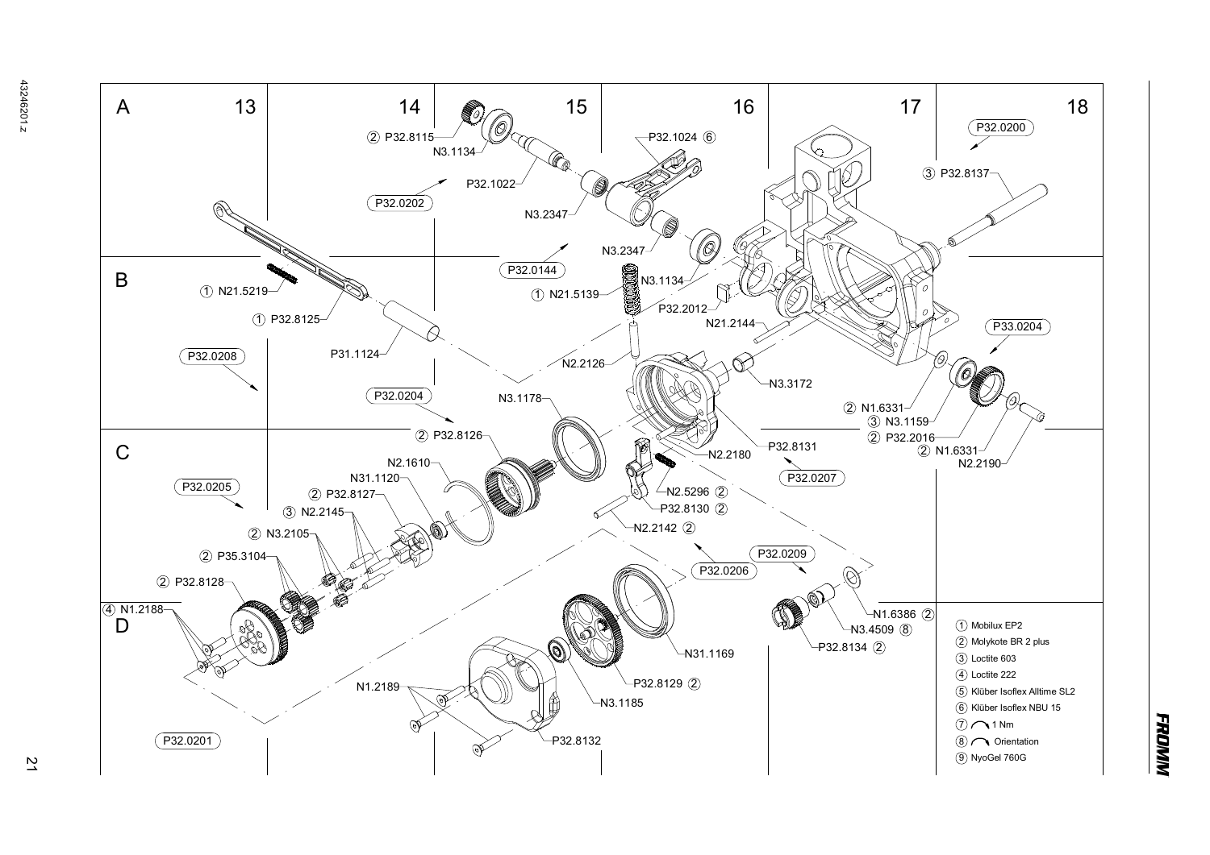| Nr. | Product |
| --- | --- |
| ① | Mobilux EP2 |
| ② | Molykote BR 2 plus |
| ③ | Loctite 603 |
| ④ | Loctite 222 |
| ⑤ | Klüber Isoflex Alltime SL2 |
| ⑥ | Klüber Isoflex NBU 15 |
| ⑦ | 1 Nm |
| ⑧ | Orientation |
| ⑨ | NyoGel 760G |

P32.8115 ②, N3.1134, P32.1022, P32.0202, N3.2347, P32.1024 ⑥, N3.2347, P32.0144, N3.1134, N21.5139 ①, P32.2012, N21.2144, P32.0200, P32.8137 ③, N21.5219 ①, P32.8125 ①, P31.1124, P32.0208, N2.2126, N3.3172, P33.0204, N1.6331 ②, N3.1159 ③, P32.2016 ②, N1.6331 ②, N2.2190, N3.1178, P32.0204, P32.8126 ②, N2.1610, N31.1120, P32.8127 ②, N2.2145 ③, N3.2105 ②, P35.3104 ②, P32.8128 ②, N1.2188 ④, P32.0205, N2.2180, P32.8131, P32.0207, N2.5296 ②, P32.8130 ②, N2.2142 ②, P32.0209, P32.0206, N1.6386 ②, N3.4509 ⑧, P32.8134 ②, N31.1169, P32.8129 ②, N3.1185, N1.2189, P32.8132, P32.0201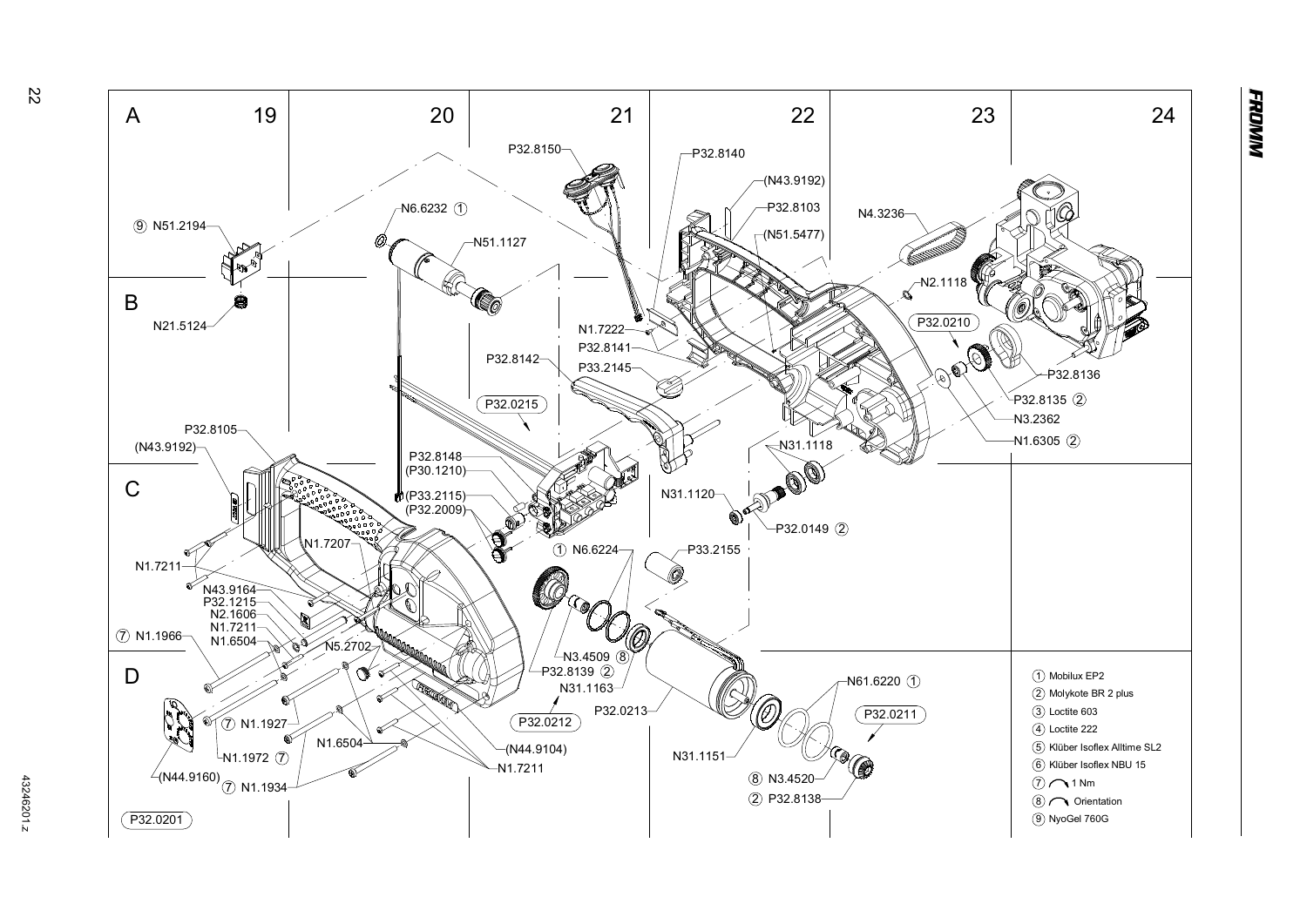A 19 20 21 22 23 24

B

C

D

⑨ N51.2194
N21.5124
N6.6232 ①
N51.1127
P32.8150
P32.8140
(N43.9192)
P32.8103
(N51.5477)
N4.3236
N2.1118
P32.0210
P32.8136
P32.8135 ②
N3.2362
N1.6305 ②
N1.7222
P32.8141
P32.8142
P33.2145
P32.0215
P32.8105
(N43.9192)
P32.8148
(P30.1210)
(P33.2115)
(P32.2009)
N31.1118
N31.1120
P32.0149 ②
N1.7211
N1.7207
① N6.6224
P33.2155
N43.9164
P32.1215
N2.1606
N1.7211
⑦ N1.1966
N1.6504
N5.2702
N3.4509 ⑧
P32.8139 ②
N31.1163
N61.6220 ①
P32.0213
P32.0212
P32.0211
⑦ N1.1927
N1.6504
(N44.9104)
N1.7211
N31.1151
N1.1972 ⑦
(N44.9160)
⑦ N1.1934
⑧ N3.4520
② P32.8138
P32.0201

① Mobilux EP2
② Molykote BR 2 plus
③ Loctite 603
④ Loctite 222
⑤ Klüber Isoflex Alltime SL2
⑥ Klüber Isoflex NBU 15
⑦ 1 Nm
⑧ Orientation
⑨ NyoGel 760G

43246201.z